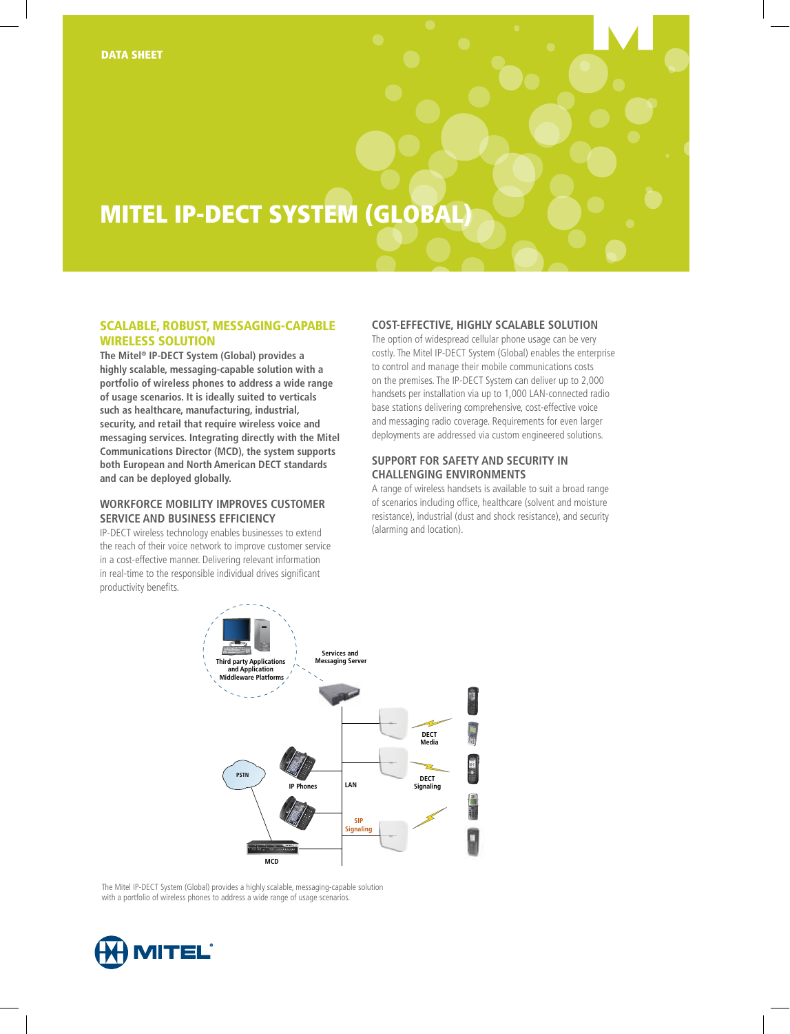DATA SHEET

# MITEL IP-DECT SYSTEM (GLOBAL)

## SCALABLE, ROBUST, MESSAGING-CAPABLE WIRELESS SOLUTION

**The Mitel® IP-DECT System (Global) provides a highly scalable, messaging-capable solution with a portfolio of wireless phones to address a wide range of usage scenarios. It is ideally suited to verticals such as healthcare, manufacturing, industrial, security, and retail that require wireless voice and messaging services. Integrating directly with the Mitel Communications Director (MCD), the system supports both European and North American DECT standards and can be deployed globally.**

## WORKFORCE MOBILITY IMPROVES CUSTOMER SERVICE AND BUSINESS EFFICIENCY

IP-DECT wireless technology enables businesses to extend the reach of their voice network to improve customer service in a cost-effective manner. Delivering relevant information in real-time to the responsible individual drives significant productivity benefits.

## COST-EFFECTIVE, HIGHLY SCALABLE SOLUTION

The option of widespread cellular phone usage can be very costly. The Mitel IP-DECT System (Global) enables the enterprise to control and manage their mobile communications costs on the premises. The IP-DECT System can deliver up to 2,000 handsets per installation via up to 1,000 LAN-connected radio base stations delivering comprehensive, cost-effective voice and messaging radio coverage. Requirements for even larger deployments are addressed via custom engineered solutions.

## SUPPORT FOR SAFETY AND SECURITY IN CHALLENGING ENVIRONMENTS

A range of wireless handsets is available to suit a broad range of scenarios including office, healthcare (solvent and moisture resistance), industrial (dust and shock resistance), and security (alarming and location).

Third party Applications and Application Middleware Platforms — Services and Messaging Server — DECT Media — DECT Signaling — PSTN — IP Phones — LAN — SIP Signaling — MCD

The Mitel IP-DECT System (Global) provides a highly scalable, messaging-capable solution with a portfolio of wireless phones to address a wide range of usage scenarios.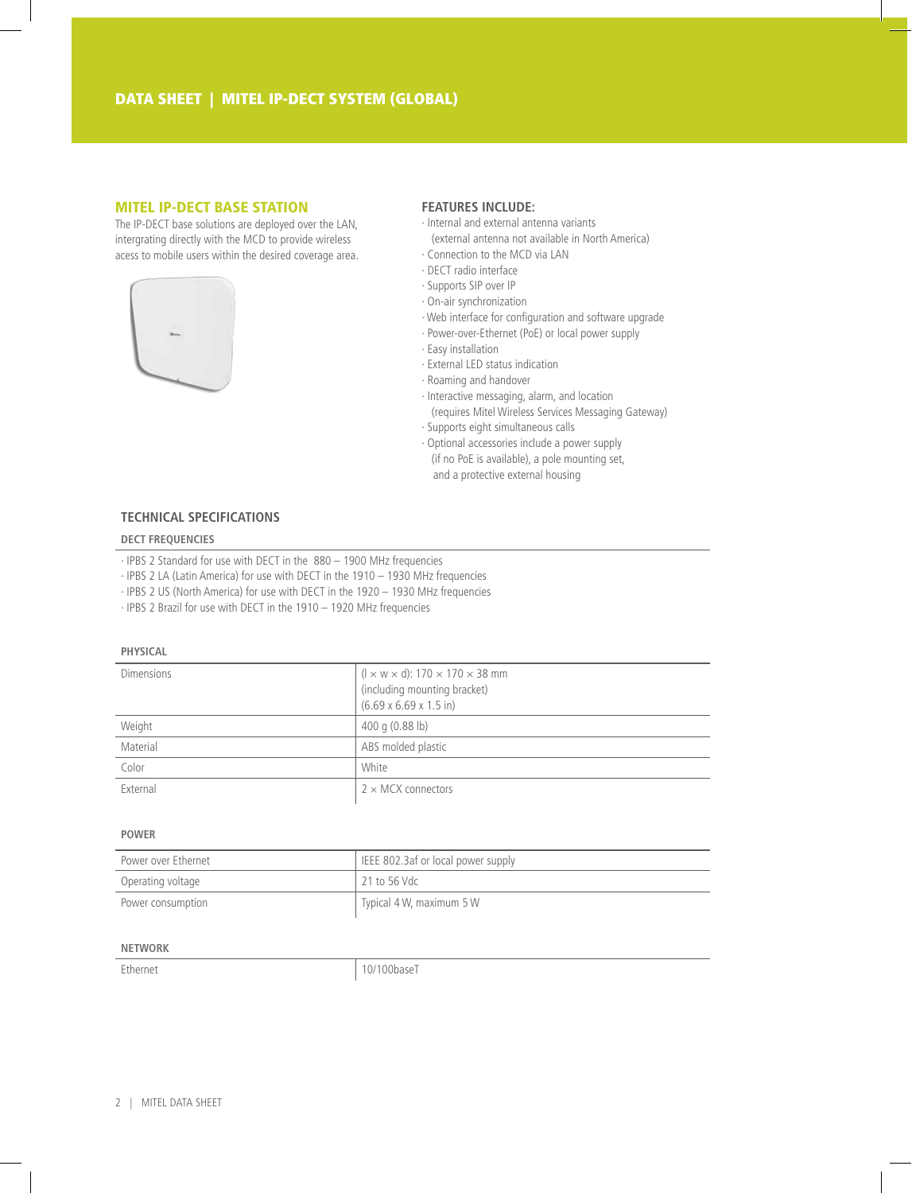## DATA SHEET | MITEL IP-DECT SYSTEM (GLOBAL)

### MITEL IP-DECT BASE STATION

The IP-DECT base solutions are deployed over the LAN, intergrating directly with the MCD to provide wireless acess to mobile users within the desired coverage area.

### FEATURES INCLUDE:

- Internal and external antenna variants (external antenna not available in North America)
- Connection to the MCD via LAN
- DECT radio interface
- Supports SIP over IP
- On-air synchronization
- Web interface for configuration and software upgrade
- Power-over-Ethernet (PoE) or local power supply
- Easy installation
- External LED status indication
- Roaming and handover
- Interactive messaging, alarm, and location (requires Mitel Wireless Services Messaging Gateway)
- Supports eight simultaneous calls
- Optional accessories include a power supply (if no PoE is available), a pole mounting set, and a protective external housing

### TECHNICAL SPECIFICATIONS

#### DECT FREQUENCIES

- IPBS 2 Standard for use with DECT in the 880 – 1900 MHz frequencies
- IPBS 2 LA (Latin America) for use with DECT in the 1910 – 1930 MHz frequencies
- IPBS 2 US (North America) for use with DECT in the 1920 – 1930 MHz frequencies
- IPBS 2 Brazil for use with DECT in the 1910 – 1920 MHz frequencies

#### PHYSICAL

| | |
|---|---|
| Dimensions | (l × w × d): 170 × 170 × 38 mm (including mounting bracket) (6.69 x 6.69 x 1.5 in) |
| Weight | 400 g (0.88 lb) |
| Material | ABS molded plastic |
| Color | White |
| External | 2 × MCX connectors |

#### POWER

| | |
|---|---|
| Power over Ethernet | IEEE 802.3af or local power supply |
| Operating voltage | 21 to 56 Vdc |
| Power consumption | Typical 4 W, maximum 5 W |

#### NETWORK

| | |
|---|---|
| Ethernet | 10/100baseT |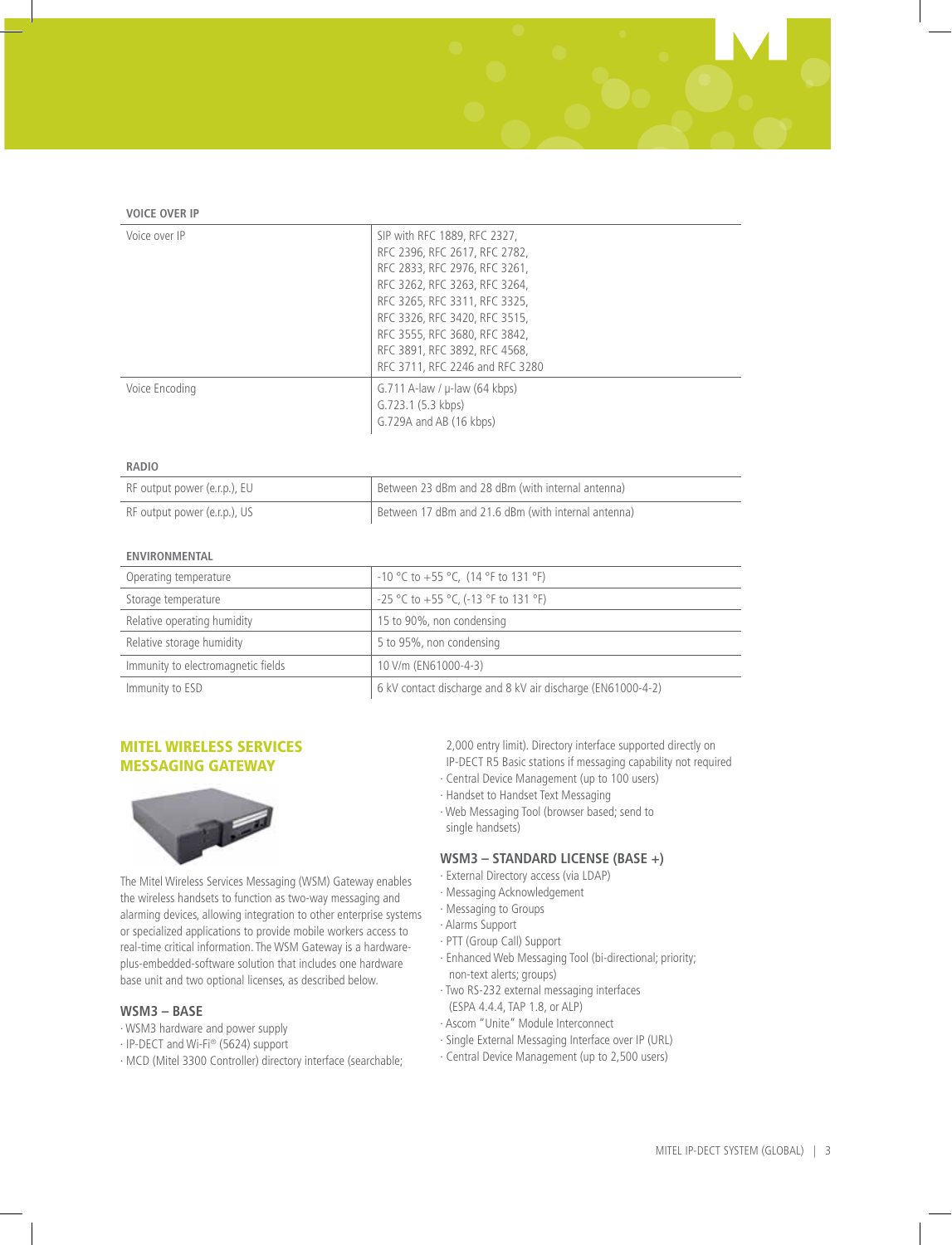**VOICE OVER IP**

| | |
|---|---|
| Voice over IP | SIP with RFC 1889, RFC 2327, RFC 2396, RFC 2617, RFC 2782, RFC 2833, RFC 2976, RFC 3261, RFC 3262, RFC 3263, RFC 3264, RFC 3265, RFC 3311, RFC 3325, RFC 3326, RFC 3420, RFC 3515, RFC 3555, RFC 3680, RFC 3842, RFC 3891, RFC 3892, RFC 4568, RFC 3711, RFC 2246 and RFC 3280 |
| Voice Encoding | G.711 A-law / μ-law (64 kbps)<br>G.723.1 (5.3 kbps)<br>G.729A and AB (16 kbps) |

**RADIO**

| | |
|---|---|
| RF output power (e.r.p.), EU | Between 23 dBm and 28 dBm (with internal antenna) |
| RF output power (e.r.p.), US | Between 17 dBm and 21.6 dBm (with internal antenna) |

**ENVIRONMENTAL**

| | |
|---|---|
| Operating temperature | -10 °C to +55 °C, (14 °F to 131 °F) |
| Storage temperature | -25 °C to +55 °C, (-13 °F to 131 °F) |
| Relative operating humidity | 15 to 90%, non condensing |
| Relative storage humidity | 5 to 95%, non condensing |
| Immunity to electromagnetic fields | 10 V/m (EN61000-4-3) |
| Immunity to ESD | 6 kV contact discharge and 8 kV air discharge (EN61000-4-2) |

## MITEL WIRELESS SERVICES MESSAGING GATEWAY

The Mitel Wireless Services Messaging (WSM) Gateway enables the wireless handsets to function as two-way messaging and alarming devices, allowing integration to other enterprise systems or specialized applications to provide mobile workers access to real-time critical information. The WSM Gateway is a hardware-plus-embedded-software solution that includes one hardware base unit and two optional licenses, as described below.

### WSM3 – BASE

- WSM3 hardware and power supply
- IP-DECT and Wi-Fi® (5624) support
- MCD (Mitel 3300 Controller) directory interface (searchable; 2,000 entry limit). Directory interface supported directly on IP-DECT R5 Basic stations if messaging capability not required
- Central Device Management (up to 100 users)
- Handset to Handset Text Messaging
- Web Messaging Tool (browser based; send to single handsets)

### WSM3 – STANDARD LICENSE (BASE +)

- External Directory access (via LDAP)
- Messaging Acknowledgement
- Messaging to Groups
- Alarms Support
- PTT (Group Call) Support
- Enhanced Web Messaging Tool (bi-directional; priority; non-text alerts; groups)
- Two RS-232 external messaging interfaces (ESPA 4.4.4, TAP 1.8, or ALP)
- Ascom "Unite" Module Interconnect
- Single External Messaging Interface over IP (URL)
- Central Device Management (up to 2,500 users)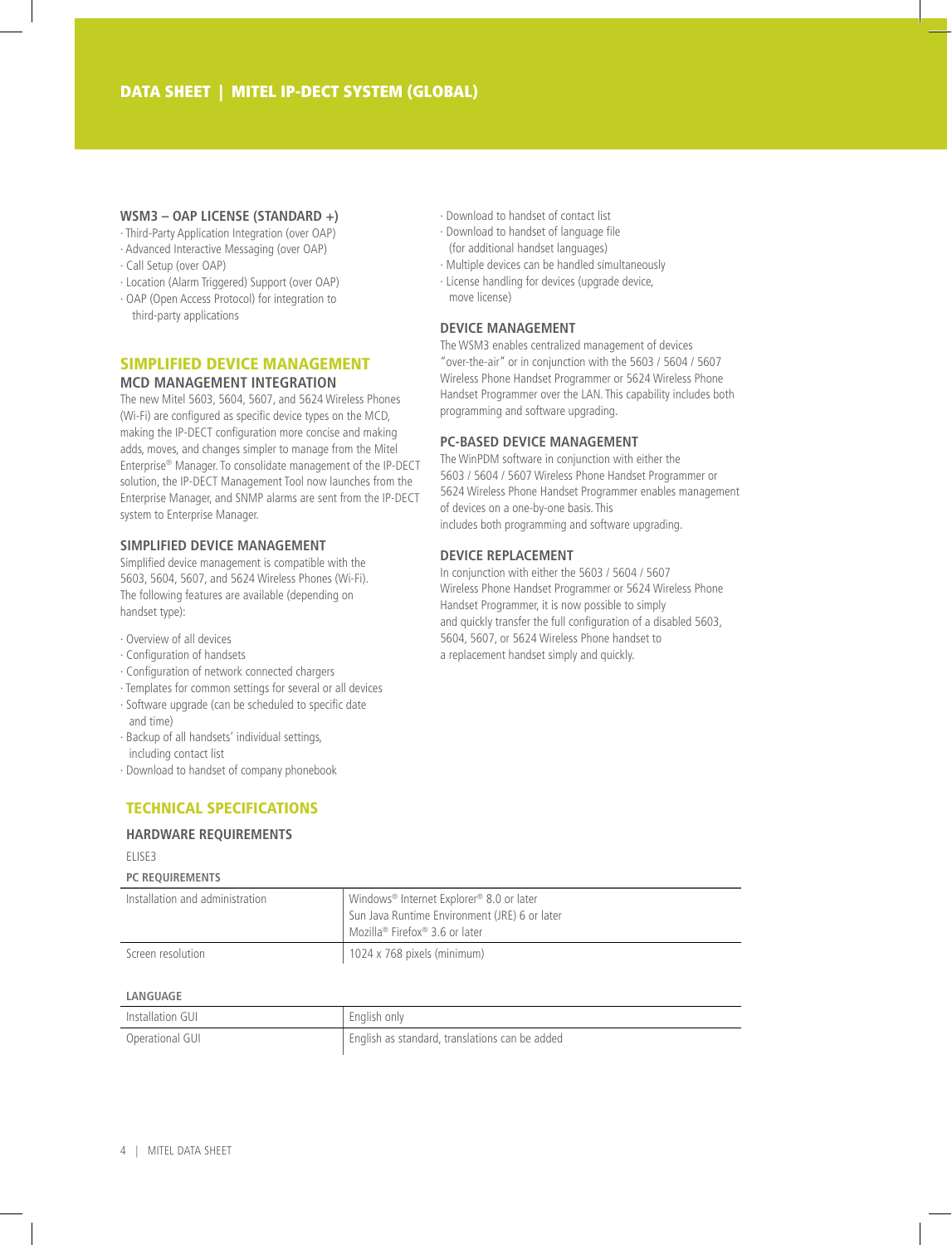#### WSM3 – OAP LICENSE (STANDARD +)

- Third-Party Application Integration (over OAP)
- Advanced Interactive Messaging (over OAP)
- Call Setup (over OAP)
- Location (Alarm Triggered) Support (over OAP)
- OAP (Open Access Protocol) for integration to third-party applications

## SIMPLIFIED DEVICE MANAGEMENT

#### MCD MANAGEMENT INTEGRATION

The new Mitel 5603, 5604, 5607, and 5624 Wireless Phones (Wi-Fi) are configured as specific device types on the MCD, making the IP-DECT configuration more concise and making adds, moves, and changes simpler to manage from the Mitel Enterprise® Manager. To consolidate management of the IP-DECT solution, the IP-DECT Management Tool now launches from the Enterprise Manager, and SNMP alarms are sent from the IP-DECT system to Enterprise Manager.

#### SIMPLIFIED DEVICE MANAGEMENT

Simplified device management is compatible with the 5603, 5604, 5607, and 5624 Wireless Phones (Wi-Fi). The following features are available (depending on handset type):

- Overview of all devices
- Configuration of handsets
- Configuration of network connected chargers
- Templates for common settings for several or all devices
- Software upgrade (can be scheduled to specific date and time)
- Backup of all handsets' individual settings, including contact list
- Download to handset of company phonebook
- Download to handset of contact list
- Download to handset of language file (for additional handset languages)
- Multiple devices can be handled simultaneously
- License handling for devices (upgrade device, move license)

#### DEVICE MANAGEMENT

The WSM3 enables centralized management of devices "over-the-air" or in conjunction with the 5603 / 5604 / 5607 Wireless Phone Handset Programmer or 5624 Wireless Phone Handset Programmer over the LAN. This capability includes both programming and software upgrading.

#### PC-BASED DEVICE MANAGEMENT

The WinPDM software in conjunction with either the 5603 / 5604 / 5607 Wireless Phone Handset Programmer or 5624 Wireless Phone Handset Programmer enables management of devices on a one-by-one basis. This includes both programming and software upgrading.

#### DEVICE REPLACEMENT

In conjunction with either the 5603 / 5604 / 5607 Wireless Phone Handset Programmer or 5624 Wireless Phone Handset Programmer, it is now possible to simply and quickly transfer the full configuration of a disabled 5603, 5604, 5607, or 5624 Wireless Phone handset to a replacement handset simply and quickly.

## TECHNICAL SPECIFICATIONS

#### HARDWARE REQUIREMENTS

ELISE3

**PC REQUIREMENTS**

| | |
|---|---|
| Installation and administration | Windows® Internet Explorer® 8.0 or later<br>Sun Java Runtime Environment (JRE) 6 or later<br>Mozilla® Firefox® 3.6 or later |
| Screen resolution | 1024 x 768 pixels (minimum) |

**LANGUAGE**

| | |
|---|---|
| Installation GUI | English only |
| Operational GUI | English as standard, translations can be added |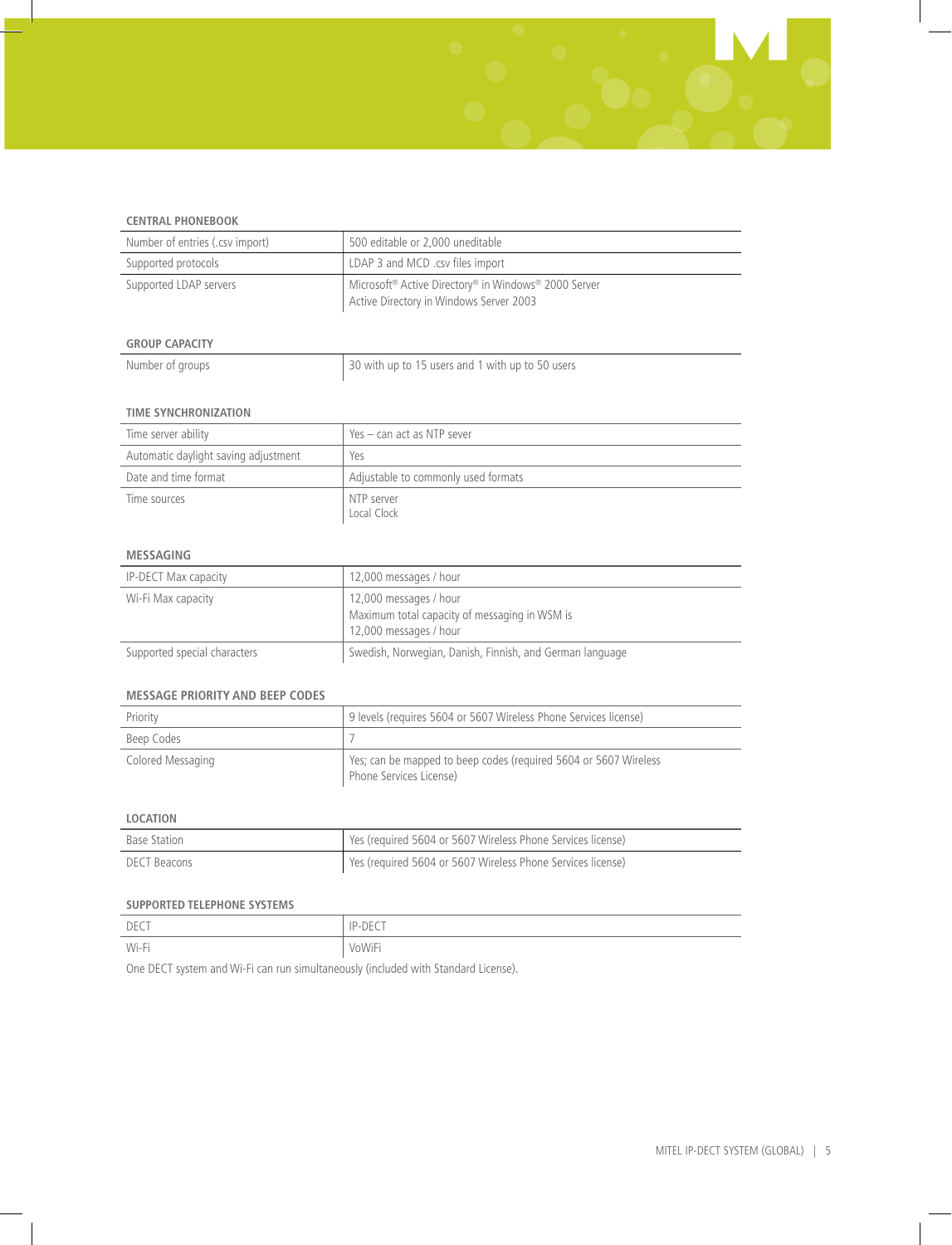### CENTRAL PHONEBOOK

| | |
|---|---|
| Number of entries (.csv import) | 500 editable or 2,000 uneditable |
| Supported protocols | LDAP 3 and MCD .csv files import |
| Supported LDAP servers | Microsoft® Active Directory® in Windows® 2000 Server<br>Active Directory in Windows Server 2003 |

### GROUP CAPACITY

| | |
|---|---|
| Number of groups | 30 with up to 15 users and 1 with up to 50 users |

### TIME SYNCHRONIZATION

| | |
|---|---|
| Time server ability | Yes – can act as NTP sever |
| Automatic daylight saving adjustment | Yes |
| Date and time format | Adjustable to commonly used formats |
| Time sources | NTP server<br>Local Clock |

### MESSAGING

| | |
|---|---|
| IP-DECT Max capacity | 12,000 messages / hour |
| Wi-Fi Max capacity | 12,000 messages / hour<br>Maximum total capacity of messaging in WSM is<br>12,000 messages / hour |
| Supported special characters | Swedish, Norwegian, Danish, Finnish, and German language |

### MESSAGE PRIORITY AND BEEP CODES

| | |
|---|---|
| Priority | 9 levels (requires 5604 or 5607 Wireless Phone Services license) |
| Beep Codes | 7 |
| Colored Messaging | Yes; can be mapped to beep codes (required 5604 or 5607 Wireless Phone Services License) |

### LOCATION

| | |
|---|---|
| Base Station | Yes (required 5604 or 5607 Wireless Phone Services license) |
| DECT Beacons | Yes (required 5604 or 5607 Wireless Phone Services license) |

### SUPPORTED TELEPHONE SYSTEMS

| | |
|---|---|
| DECT | IP-DECT |
| Wi-Fi | VoWiFi |

One DECT system and Wi-Fi can run simultaneously (included with Standard License).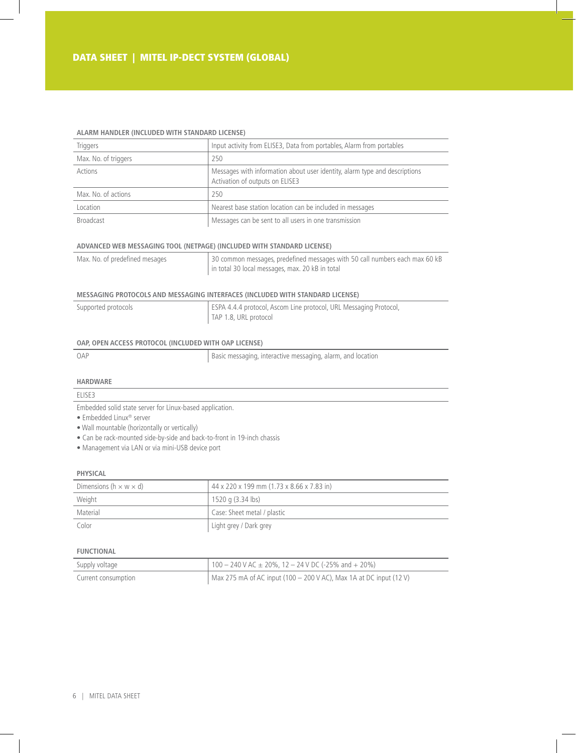### ALARM HANDLER (INCLUDED WITH STANDARD LICENSE)

| | |
|---|---|
| Triggers | Input activity from ELISE3, Data from portables, Alarm from portables |
| Max. No. of triggers | 250 |
| Actions | Messages with information about user identity, alarm type and descriptions<br>Activation of outputs on ELISE3 |
| Max. No. of actions | 250 |
| Location | Nearest base station location can be included in messages |
| Broadcast | Messages can be sent to all users in one transmission |

### ADVANCED WEB MESSAGING TOOL (NETPAGE) (INCLUDED WITH STANDARD LICENSE)

| | |
|---|---|
| Max. No. of predefined mesages | 30 common messages, predefined messages with 50 call numbers each max 60 kB in total 30 local messages, max. 20 kB in total |

### MESSAGING PROTOCOLS AND MESSAGING INTERFACES (INCLUDED WITH STANDARD LICENSE)

| | |
|---|---|
| Supported protocols | ESPA 4.4.4 protocol, Ascom Line protocol, URL Messaging Protocol, TAP 1.8, URL protocol |

### OAP, OPEN ACCESS PROTOCOL (INCLUDED WITH OAP LICENSE)

| | |
|---|---|
| OAP | Basic messaging, interactive messaging, alarm, and location |

### HARDWARE

ELISE3

Embedded solid state server for Linux-based application.

- Embedded Linux® server
- Wall mountable (horizontally or vertically)
- Can be rack-mounted side-by-side and back-to-front in 19-inch chassis
- Management via LAN or via mini-USB device port

### PHYSICAL

| | |
|---|---|
| Dimensions (h × w × d) | 44 x 220 x 199 mm (1.73 x 8.66 x 7.83 in) |
| Weight | 1520 g (3.34 lbs) |
| Material | Case: Sheet metal / plastic |
| Color | Light grey / Dark grey |

### FUNCTIONAL

| | |
|---|---|
| Supply voltage | 100 – 240 V AC ± 20%, 12 – 24 V DC (-25% and + 20%) |
| Current consumption | Max 275 mA of AC input (100 – 200 V AC), Max 1A at DC input (12 V) |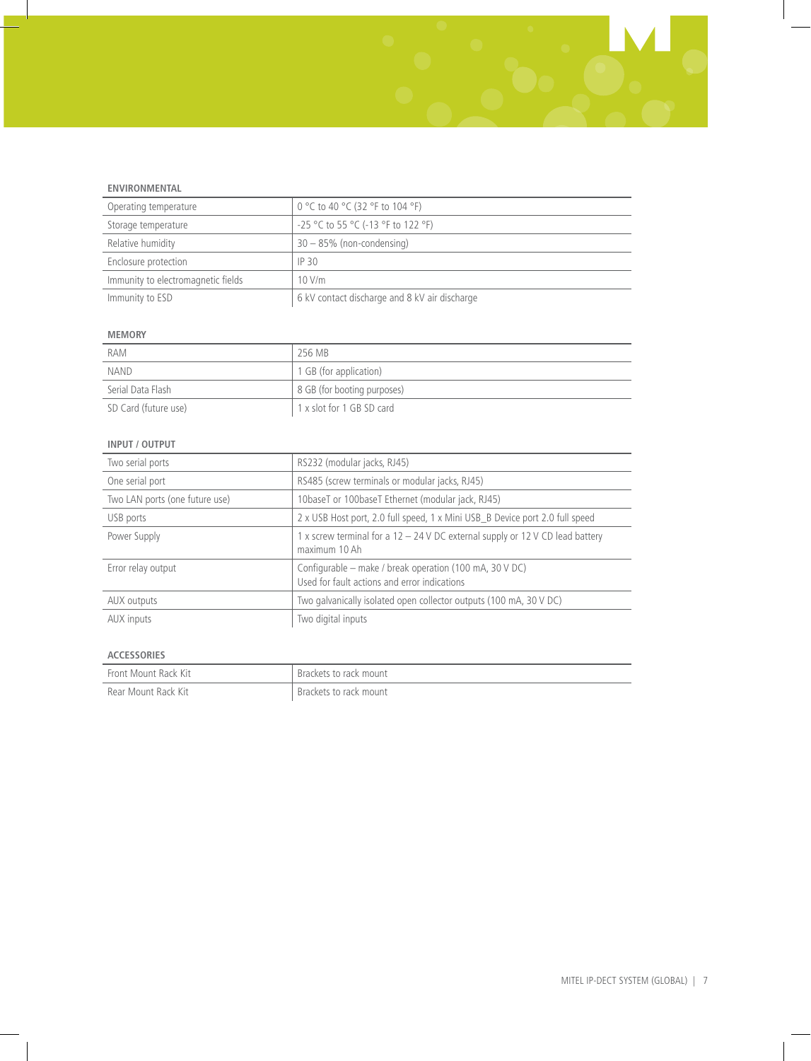### ENVIRONMENTAL

| | |
|---|---|
| Operating temperature | 0 °C to 40 °C (32 °F to 104 °F) |
| Storage temperature | -25 °C to 55 °C (-13 °F to 122 °F) |
| Relative humidity | 30 – 85% (non-condensing) |
| Enclosure protection | IP 30 |
| Immunity to electromagnetic fields | 10 V/m |
| Immunity to ESD | 6 kV contact discharge and 8 kV air discharge |

### MEMORY

| | |
|---|---|
| RAM | 256 MB |
| NAND | 1 GB (for application) |
| Serial Data Flash | 8 GB (for booting purposes) |
| SD Card (future use) | 1 x slot for 1 GB SD card |

### INPUT / OUTPUT

| | |
|---|---|
| Two serial ports | RS232 (modular jacks, RJ45) |
| One serial port | RS485 (screw terminals or modular jacks, RJ45) |
| Two LAN ports (one future use) | 10baseT or 100baseT Ethernet (modular jack, RJ45) |
| USB ports | 2 x USB Host port, 2.0 full speed, 1 x Mini USB_B Device port 2.0 full speed |
| Power Supply | 1 x screw terminal for a 12 – 24 V DC external supply or 12 V CD lead battery maximum 10 Ah |
| Error relay output | Configurable – make / break operation (100 mA, 30 V DC) Used for fault actions and error indications |
| AUX outputs | Two galvanically isolated open collector outputs (100 mA, 30 V DC) |
| AUX inputs | Two digital inputs |

### ACCESSORIES

| | |
|---|---|
| Front Mount Rack Kit | Brackets to rack mount |
| Rear Mount Rack Kit | Brackets to rack mount |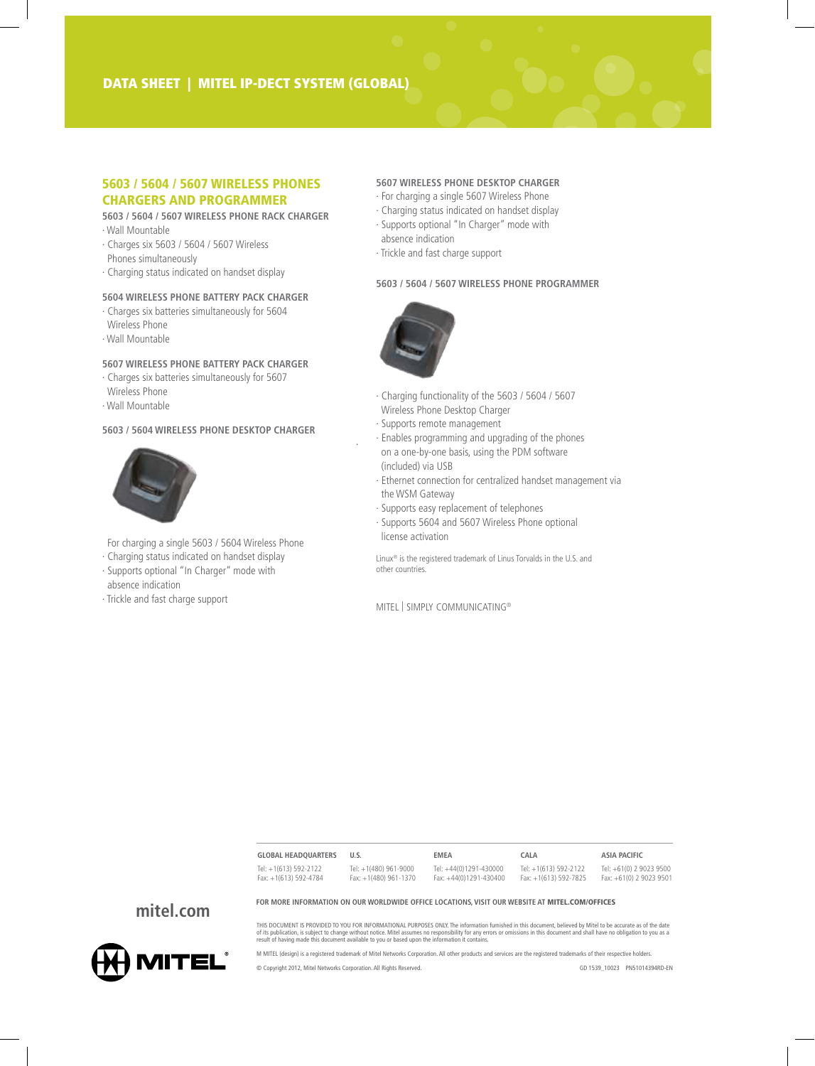## 5603 / 5604 / 5607 WIRELESS PHONES CHARGERS AND PROGRAMMER

### 5603 / 5604 / 5607 WIRELESS PHONE RACK CHARGER

- Wall Mountable
- Charges six 5603 / 5604 / 5607 Wireless Phones simultaneously
- Charging status indicated on handset display

### 5604 WIRELESS PHONE BATTERY PACK CHARGER

- Charges six batteries simultaneously for 5604 Wireless Phone
- Wall Mountable

### 5607 WIRELESS PHONE BATTERY PACK CHARGER

- Charges six batteries simultaneously for 5607 Wireless Phone
- Wall Mountable

### 5603 / 5604 WIRELESS PHONE DESKTOP CHARGER

For charging a single 5603 / 5604 Wireless Phone

- Charging status indicated on handset display
- Supports optional "In Charger" mode with absence indication
- Trickle and fast charge support

### 5607 WIRELESS PHONE DESKTOP CHARGER

- For charging a single 5607 Wireless Phone
- Charging status indicated on handset display
- Supports optional "In Charger" mode with absence indication
- Trickle and fast charge support

### 5603 / 5604 / 5607 WIRELESS PHONE PROGRAMMER

- Charging functionality of the 5603 / 5604 / 5607 Wireless Phone Desktop Charger
- Supports remote management
- Enables programming and upgrading of the phones on a one-by-one basis, using the PDM software (included) via USB
- Ethernet connection for centralized handset management via the WSM Gateway
- Supports easy replacement of telephones
- Supports 5604 and 5607 Wireless Phone optional license activation

Linux® is the registered trademark of Linus Torvalds in the U.S. and other countries.

MITEL | SIMPLY COMMUNICATING®

| GLOBAL HEADQUARTERS | U.S. | EMEA | CALA | ASIA PACIFIC |
|---|---|---|---|---|
| Tel: +1(613) 592-2122 | Tel: +1(480) 961-9000 | Tel: +44(0)1291-430000 | Tel: +1(613) 592-2122 | Tel: +61(0) 2 9023 9500 |
| Fax: +1(613) 592-4784 | Fax: +1(480) 961-1370 | Fax: +44(0)1291-430400 | Fax: +1(613) 592-7825 | Fax: +61(0) 2 9023 9501 |

mitel.com

**FOR MORE INFORMATION ON OUR WORLDWIDE OFFICE LOCATIONS, VISIT OUR WEBSITE AT MITEL.COM/OFFICES**

THIS DOCUMENT IS PROVIDED TO YOU FOR INFORMATIONAL PURPOSES ONLY. The information furnished in this document, believed by Mitel to be accurate as of the date of its publication, is subject to change without notice. Mitel assumes no responsibility for any errors or omissions in this document and shall have no obligation to you as a result of having made this document available to you or based upon the information it contains.

M MITEL (design) is a registered trademark of Mitel Networks Corporation. All other products and services are the registered trademarks of their respective holders.

© Copyright 2012, Mitel Networks Corporation. All Rights Reserved.

GD 1539_10023 PN51014394RD-EN